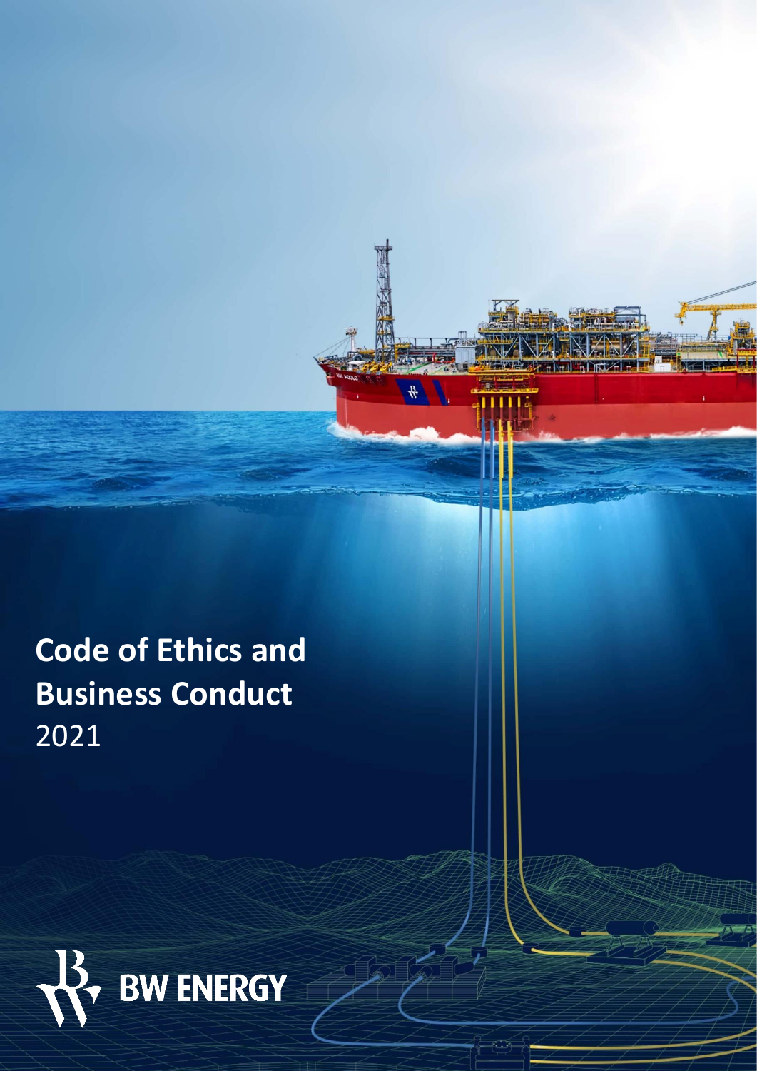# Code of Ethics and Business Conduct

2021

BW ENERGY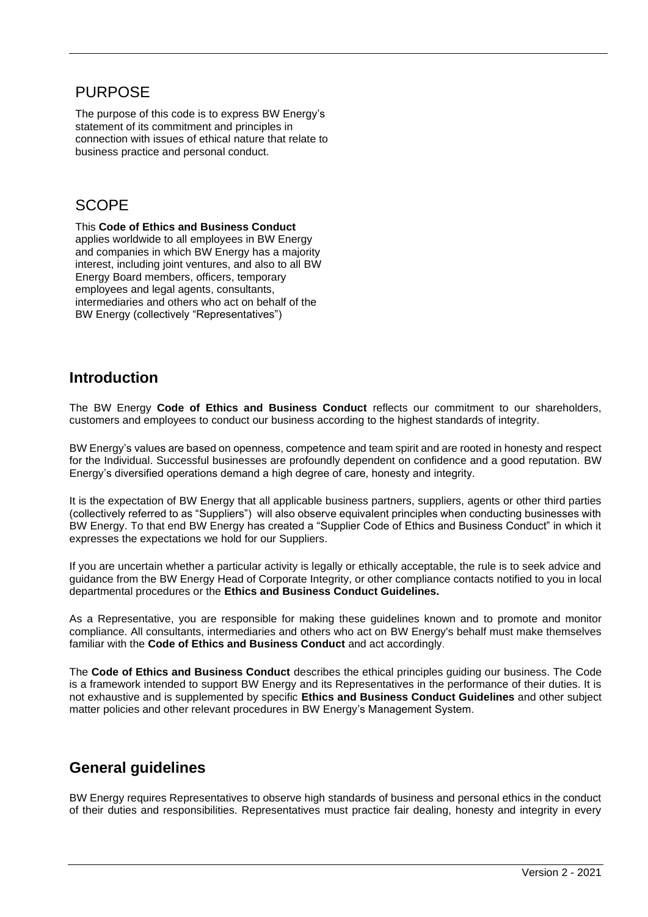## PURPOSE

The purpose of this code is to express BW Energy's statement of its commitment and principles in connection with issues of ethical nature that relate to business practice and personal conduct.

## SCOPE

This **Code of Ethics and Business Conduct** applies worldwide to all employees in BW Energy and companies in which BW Energy has a majority interest, including joint ventures, and also to all BW Energy Board members, officers, temporary employees and legal agents, consultants, intermediaries and others who act on behalf of the BW Energy (collectively "Representatives")

## Introduction

The BW Energy **Code of Ethics and Business Conduct** reflects our commitment to our shareholders, customers and employees to conduct our business according to the highest standards of integrity.

BW Energy's values are based on openness, competence and team spirit and are rooted in honesty and respect for the Individual. Successful businesses are profoundly dependent on confidence and a good reputation. BW Energy's diversified operations demand a high degree of care, honesty and integrity.

It is the expectation of BW Energy that all applicable business partners, suppliers, agents or other third parties (collectively referred to as "Suppliers") will also observe equivalent principles when conducting businesses with BW Energy. To that end BW Energy has created a "Supplier Code of Ethics and Business Conduct" in which it expresses the expectations we hold for our Suppliers.

If you are uncertain whether a particular activity is legally or ethically acceptable, the rule is to seek advice and guidance from the BW Energy Head of Corporate Integrity, or other compliance contacts notified to you in local departmental procedures or the **Ethics and Business Conduct Guidelines.**

As a Representative, you are responsible for making these guidelines known and to promote and monitor compliance. All consultants, intermediaries and others who act on BW Energy's behalf must make themselves familiar with the **Code of Ethics and Business Conduct** and act accordingly.

The **Code of Ethics and Business Conduct** describes the ethical principles guiding our business. The Code is a framework intended to support BW Energy and its Representatives in the performance of their duties. It is not exhaustive and is supplemented by specific **Ethics and Business Conduct Guidelines** and other subject matter policies and other relevant procedures in BW Energy's Management System.

## General guidelines

BW Energy requires Representatives to observe high standards of business and personal ethics in the conduct of their duties and responsibilities. Representatives must practice fair dealing, honesty and integrity in every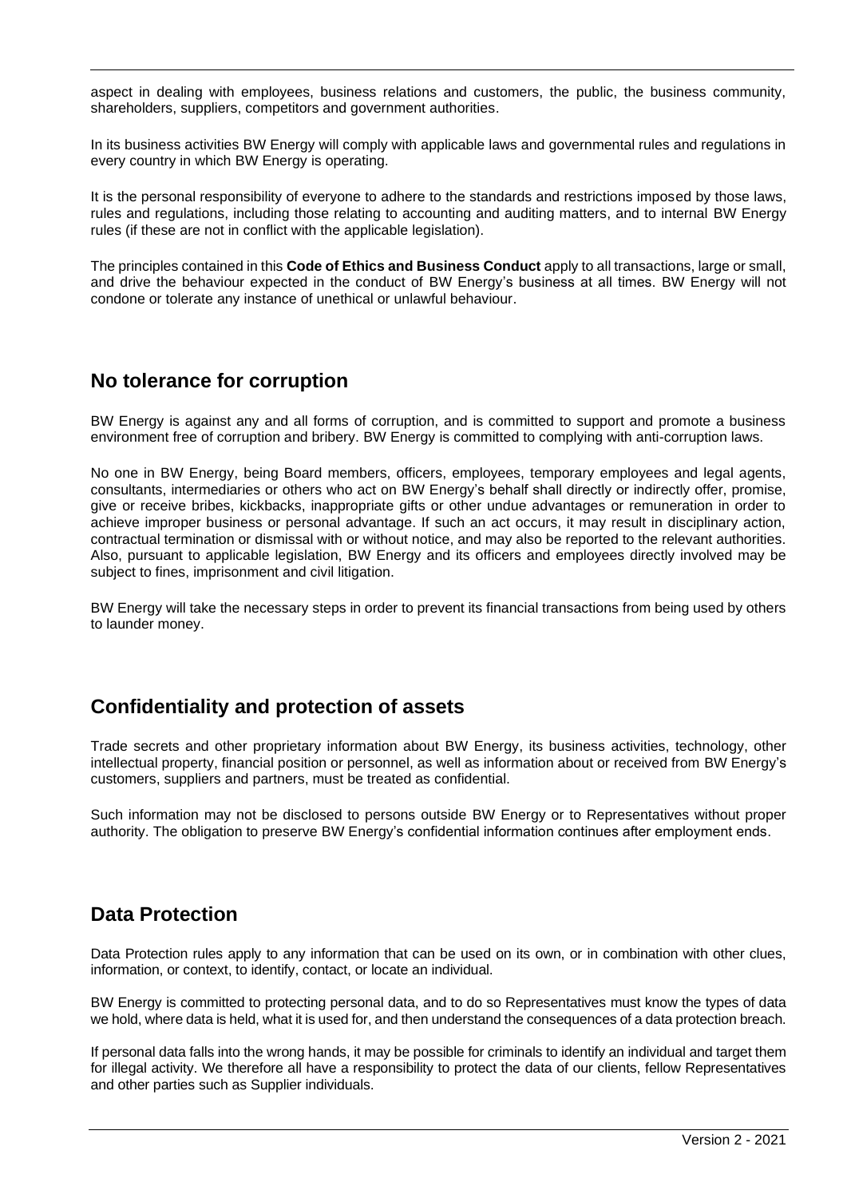aspect in dealing with employees, business relations and customers, the public, the business community, shareholders, suppliers, competitors and government authorities.

In its business activities BW Energy will comply with applicable laws and governmental rules and regulations in every country in which BW Energy is operating.

It is the personal responsibility of everyone to adhere to the standards and restrictions imposed by those laws, rules and regulations, including those relating to accounting and auditing matters, and to internal BW Energy rules (if these are not in conflict with the applicable legislation).

The principles contained in this **Code of Ethics and Business Conduct** apply to all transactions, large or small, and drive the behaviour expected in the conduct of BW Energy's business at all times. BW Energy will not condone or tolerate any instance of unethical or unlawful behaviour.

## No tolerance for corruption

BW Energy is against any and all forms of corruption, and is committed to support and promote a business environment free of corruption and bribery. BW Energy is committed to complying with anti-corruption laws.

No one in BW Energy, being Board members, officers, employees, temporary employees and legal agents, consultants, intermediaries or others who act on BW Energy's behalf shall directly or indirectly offer, promise, give or receive bribes, kickbacks, inappropriate gifts or other undue advantages or remuneration in order to achieve improper business or personal advantage. If such an act occurs, it may result in disciplinary action, contractual termination or dismissal with or without notice, and may also be reported to the relevant authorities. Also, pursuant to applicable legislation, BW Energy and its officers and employees directly involved may be subject to fines, imprisonment and civil litigation.

BW Energy will take the necessary steps in order to prevent its financial transactions from being used by others to launder money.

## Confidentiality and protection of assets

Trade secrets and other proprietary information about BW Energy, its business activities, technology, other intellectual property, financial position or personnel, as well as information about or received from BW Energy's customers, suppliers and partners, must be treated as confidential.

Such information may not be disclosed to persons outside BW Energy or to Representatives without proper authority. The obligation to preserve BW Energy's confidential information continues after employment ends.

## Data Protection

Data Protection rules apply to any information that can be used on its own, or in combination with other clues, information, or context, to identify, contact, or locate an individual.

BW Energy is committed to protecting personal data, and to do so Representatives must know the types of data we hold, where data is held, what it is used for, and then understand the consequences of a data protection breach.

If personal data falls into the wrong hands, it may be possible for criminals to identify an individual and target them for illegal activity. We therefore all have a responsibility to protect the data of our clients, fellow Representatives and other parties such as Supplier individuals.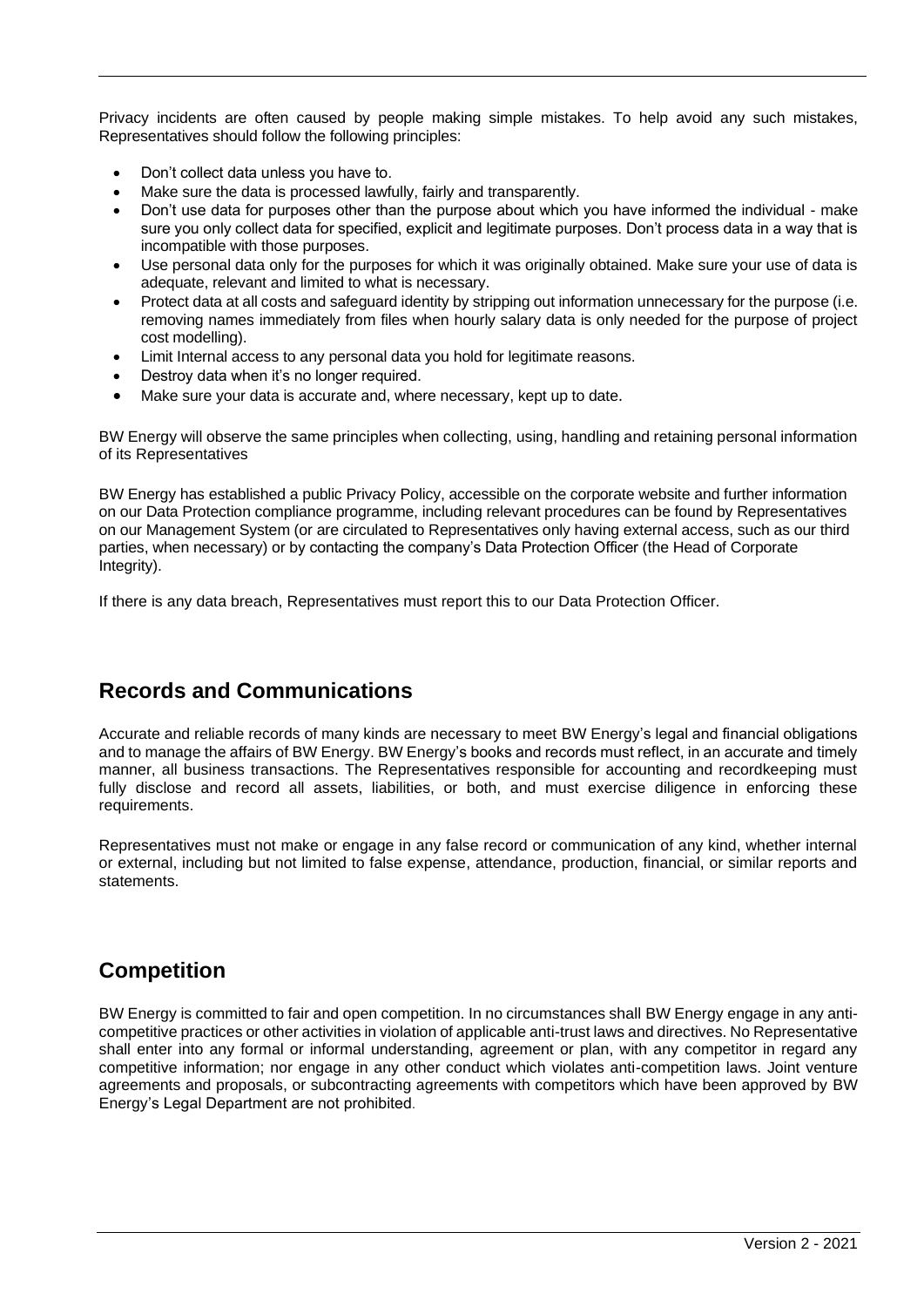Privacy incidents are often caused by people making simple mistakes. To help avoid any such mistakes, Representatives should follow the following principles:

- Don't collect data unless you have to.
- Make sure the data is processed lawfully, fairly and transparently.
- Don't use data for purposes other than the purpose about which you have informed the individual - make sure you only collect data for specified, explicit and legitimate purposes. Don't process data in a way that is incompatible with those purposes.
- Use personal data only for the purposes for which it was originally obtained. Make sure your use of data is adequate, relevant and limited to what is necessary.
- Protect data at all costs and safeguard identity by stripping out information unnecessary for the purpose (i.e. removing names immediately from files when hourly salary data is only needed for the purpose of project cost modelling).
- Limit Internal access to any personal data you hold for legitimate reasons.
- Destroy data when it's no longer required.
- Make sure your data is accurate and, where necessary, kept up to date.

BW Energy will observe the same principles when collecting, using, handling and retaining personal information of its Representatives

BW Energy has established a public Privacy Policy, accessible on the corporate website and further information on our Data Protection compliance programme, including relevant procedures can be found by Representatives on our Management System (or are circulated to Representatives only having external access, such as our third parties, when necessary) or by contacting the company's Data Protection Officer (the Head of Corporate Integrity).

If there is any data breach, Representatives must report this to our Data Protection Officer.

## Records and Communications

Accurate and reliable records of many kinds are necessary to meet BW Energy's legal and financial obligations and to manage the affairs of BW Energy. BW Energy's books and records must reflect, in an accurate and timely manner, all business transactions. The Representatives responsible for accounting and recordkeeping must fully disclose and record all assets, liabilities, or both, and must exercise diligence in enforcing these requirements.

Representatives must not make or engage in any false record or communication of any kind, whether internal or external, including but not limited to false expense, attendance, production, financial, or similar reports and statements.

## Competition

BW Energy is committed to fair and open competition. In no circumstances shall BW Energy engage in any anti-competitive practices or other activities in violation of applicable anti-trust laws and directives. No Representative shall enter into any formal or informal understanding, agreement or plan, with any competitor in regard any competitive information; nor engage in any other conduct which violates anti-competition laws. Joint venture agreements and proposals, or subcontracting agreements with competitors which have been approved by BW Energy's Legal Department are not prohibited.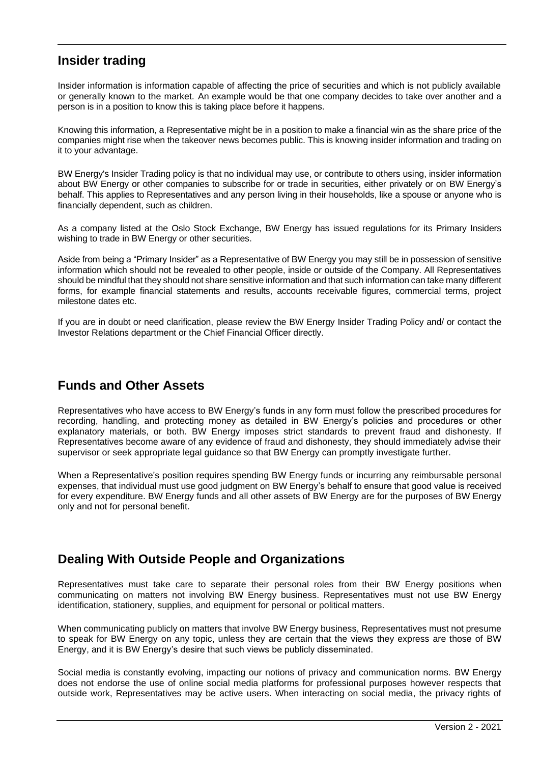## Insider trading

Insider information is information capable of affecting the price of securities and which is not publicly available or generally known to the market. An example would be that one company decides to take over another and a person is in a position to know this is taking place before it happens.

Knowing this information, a Representative might be in a position to make a financial win as the share price of the companies might rise when the takeover news becomes public. This is knowing insider information and trading on it to your advantage.

BW Energy's Insider Trading policy is that no individual may use, or contribute to others using, insider information about BW Energy or other companies to subscribe for or trade in securities, either privately or on BW Energy's behalf. This applies to Representatives and any person living in their households, like a spouse or anyone who is financially dependent, such as children.

As a company listed at the Oslo Stock Exchange, BW Energy has issued regulations for its Primary Insiders wishing to trade in BW Energy or other securities.

Aside from being a "Primary Insider" as a Representative of BW Energy you may still be in possession of sensitive information which should not be revealed to other people, inside or outside of the Company. All Representatives should be mindful that they should not share sensitive information and that such information can take many different forms, for example financial statements and results, accounts receivable figures, commercial terms, project milestone dates etc.

If you are in doubt or need clarification, please review the BW Energy Insider Trading Policy and/ or contact the Investor Relations department or the Chief Financial Officer directly.

## Funds and Other Assets

Representatives who have access to BW Energy's funds in any form must follow the prescribed procedures for recording, handling, and protecting money as detailed in BW Energy's policies and procedures or other explanatory materials, or both. BW Energy imposes strict standards to prevent fraud and dishonesty. If Representatives become aware of any evidence of fraud and dishonesty, they should immediately advise their supervisor or seek appropriate legal guidance so that BW Energy can promptly investigate further.

When a Representative's position requires spending BW Energy funds or incurring any reimbursable personal expenses, that individual must use good judgment on BW Energy's behalf to ensure that good value is received for every expenditure. BW Energy funds and all other assets of BW Energy are for the purposes of BW Energy only and not for personal benefit.

## Dealing With Outside People and Organizations

Representatives must take care to separate their personal roles from their BW Energy positions when communicating on matters not involving BW Energy business. Representatives must not use BW Energy identification, stationery, supplies, and equipment for personal or political matters.

When communicating publicly on matters that involve BW Energy business, Representatives must not presume to speak for BW Energy on any topic, unless they are certain that the views they express are those of BW Energy, and it is BW Energy's desire that such views be publicly disseminated.

Social media is constantly evolving, impacting our notions of privacy and communication norms. BW Energy does not endorse the use of online social media platforms for professional purposes however respects that outside work, Representatives may be active users. When interacting on social media, the privacy rights of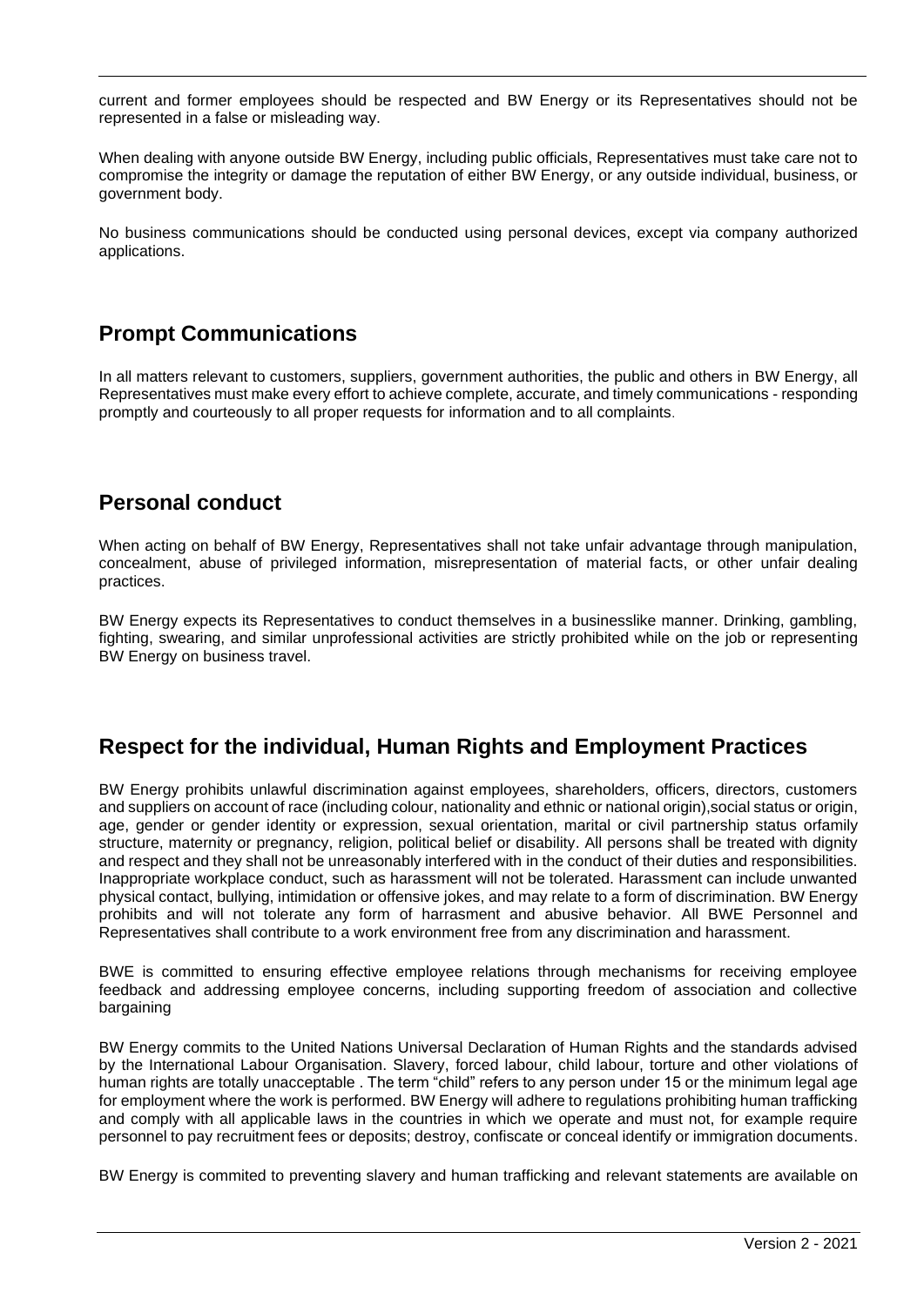current and former employees should be respected and BW Energy or its Representatives should not be represented in a false or misleading way.

When dealing with anyone outside BW Energy, including public officials, Representatives must take care not to compromise the integrity or damage the reputation of either BW Energy, or any outside individual, business, or government body.

No business communications should be conducted using personal devices, except via company authorized applications.

## Prompt Communications

In all matters relevant to customers, suppliers, government authorities, the public and others in BW Energy, all Representatives must make every effort to achieve complete, accurate, and timely communications - responding promptly and courteously to all proper requests for information and to all complaints.

## Personal conduct

When acting on behalf of BW Energy, Representatives shall not take unfair advantage through manipulation, concealment, abuse of privileged information, misrepresentation of material facts, or other unfair dealing practices.

BW Energy expects its Representatives to conduct themselves in a businesslike manner. Drinking, gambling, fighting, swearing, and similar unprofessional activities are strictly prohibited while on the job or representing BW Energy on business travel.

## Respect for the individual, Human Rights and Employment Practices

BW Energy prohibits unlawful discrimination against employees, shareholders, officers, directors, customers and suppliers on account of race (including colour, nationality and ethnic or national origin),social status or origin, age, gender or gender identity or expression, sexual orientation, marital or civil partnership status orfamily structure, maternity or pregnancy, religion, political belief or disability. All persons shall be treated with dignity and respect and they shall not be unreasonably interfered with in the conduct of their duties and responsibilities. Inappropriate workplace conduct, such as harassment will not be tolerated. Harassment can include unwanted physical contact, bullying, intimidation or offensive jokes, and may relate to a form of discrimination. BW Energy prohibits and will not tolerate any form of harrasment and abusive behavior. All BWE Personnel and Representatives shall contribute to a work environment free from any discrimination and harassment.

BWE is committed to ensuring effective employee relations through mechanisms for receiving employee feedback and addressing employee concerns, including supporting freedom of association and collective bargaining

BW Energy commits to the United Nations Universal Declaration of Human Rights and the standards advised by the International Labour Organisation. Slavery, forced labour, child labour, torture and other violations of human rights are totally unacceptable . The term "child" refers to any person under 15 or the minimum legal age for employment where the work is performed. BW Energy will adhere to regulations prohibiting human trafficking and comply with all applicable laws in the countries in which we operate and must not, for example require personnel to pay recruitment fees or deposits; destroy, confiscate or conceal identify or immigration documents.

BW Energy is commited to preventing slavery and human trafficking and relevant statements are available on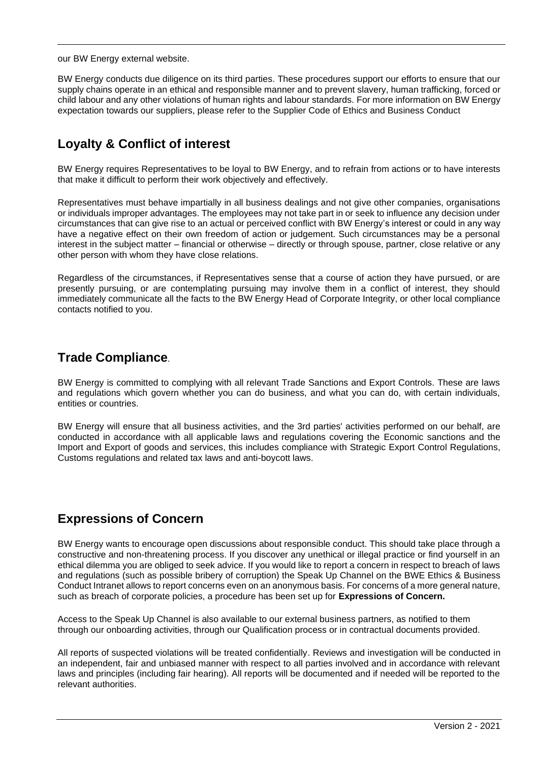our BW Energy external website.

BW Energy conducts due diligence on its third parties. These procedures support our efforts to ensure that our supply chains operate in an ethical and responsible manner and to prevent slavery, human trafficking, forced or child labour and any other violations of human rights and labour standards. For more information on BW Energy expectation towards our suppliers, please refer to the Supplier Code of Ethics and Business Conduct

## Loyalty & Conflict of interest

BW Energy requires Representatives to be loyal to BW Energy, and to refrain from actions or to have interests that make it difficult to perform their work objectively and effectively.

Representatives must behave impartially in all business dealings and not give other companies, organisations or individuals improper advantages. The employees may not take part in or seek to influence any decision under circumstances that can give rise to an actual or perceived conflict with BW Energy's interest or could in any way have a negative effect on their own freedom of action or judgement. Such circumstances may be a personal interest in the subject matter – financial or otherwise – directly or through spouse, partner, close relative or any other person with whom they have close relations.

Regardless of the circumstances, if Representatives sense that a course of action they have pursued, or are presently pursuing, or are contemplating pursuing may involve them in a conflict of interest, they should immediately communicate all the facts to the BW Energy Head of Corporate Integrity, or other local compliance contacts notified to you.

## Trade Compliance.

BW Energy is committed to complying with all relevant Trade Sanctions and Export Controls. These are laws and regulations which govern whether you can do business, and what you can do, with certain individuals, entities or countries.

BW Energy will ensure that all business activities, and the 3rd parties' activities performed on our behalf, are conducted in accordance with all applicable laws and regulations covering the Economic sanctions and the Import and Export of goods and services, this includes compliance with Strategic Export Control Regulations, Customs regulations and related tax laws and anti-boycott laws.

## Expressions of Concern

BW Energy wants to encourage open discussions about responsible conduct. This should take place through a constructive and non-threatening process. If you discover any unethical or illegal practice or find yourself in an ethical dilemma you are obliged to seek advice. If you would like to report a concern in respect to breach of laws and regulations (such as possible bribery of corruption) the Speak Up Channel on the BWE Ethics & Business Conduct Intranet allows to report concerns even on an anonymous basis. For concerns of a more general nature, such as breach of corporate policies, a procedure has been set up for **Expressions of Concern.**

Access to the Speak Up Channel is also available to our external business partners, as notified to them through our onboarding activities, through our Qualification process or in contractual documents provided.

All reports of suspected violations will be treated confidentially. Reviews and investigation will be conducted in an independent, fair and unbiased manner with respect to all parties involved and in accordance with relevant laws and principles (including fair hearing). All reports will be documented and if needed will be reported to the relevant authorities.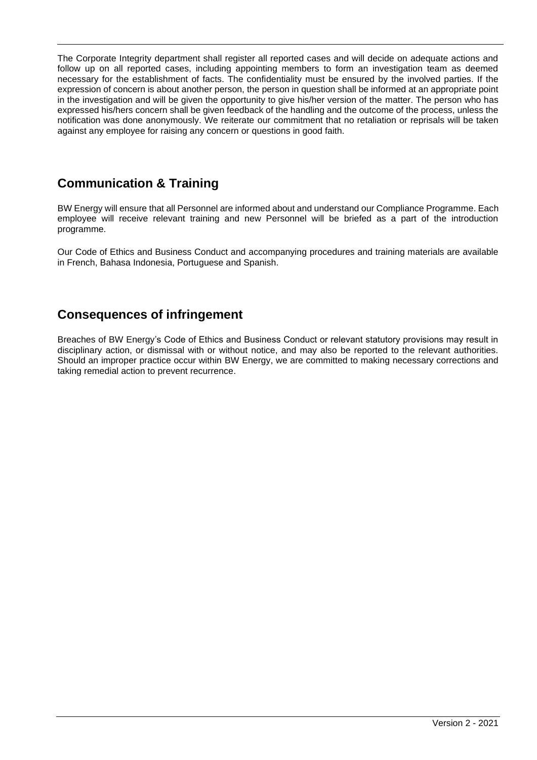The Corporate Integrity department shall register all reported cases and will decide on adequate actions and follow up on all reported cases, including appointing members to form an investigation team as deemed necessary for the establishment of facts. The confidentiality must be ensured by the involved parties. If the expression of concern is about another person, the person in question shall be informed at an appropriate point in the investigation and will be given the opportunity to give his/her version of the matter. The person who has expressed his/hers concern shall be given feedback of the handling and the outcome of the process, unless the notification was done anonymously. We reiterate our commitment that no retaliation or reprisals will be taken against any employee for raising any concern or questions in good faith.

## Communication & Training

BW Energy will ensure that all Personnel are informed about and understand our Compliance Programme. Each employee will receive relevant training and new Personnel will be briefed as a part of the introduction programme.

Our Code of Ethics and Business Conduct and accompanying procedures and training materials are available in French, Bahasa Indonesia, Portuguese and Spanish.

## Consequences of infringement

Breaches of BW Energy's Code of Ethics and Business Conduct or relevant statutory provisions may result in disciplinary action, or dismissal with or without notice, and may also be reported to the relevant authorities. Should an improper practice occur within BW Energy, we are committed to making necessary corrections and taking remedial action to prevent recurrence.